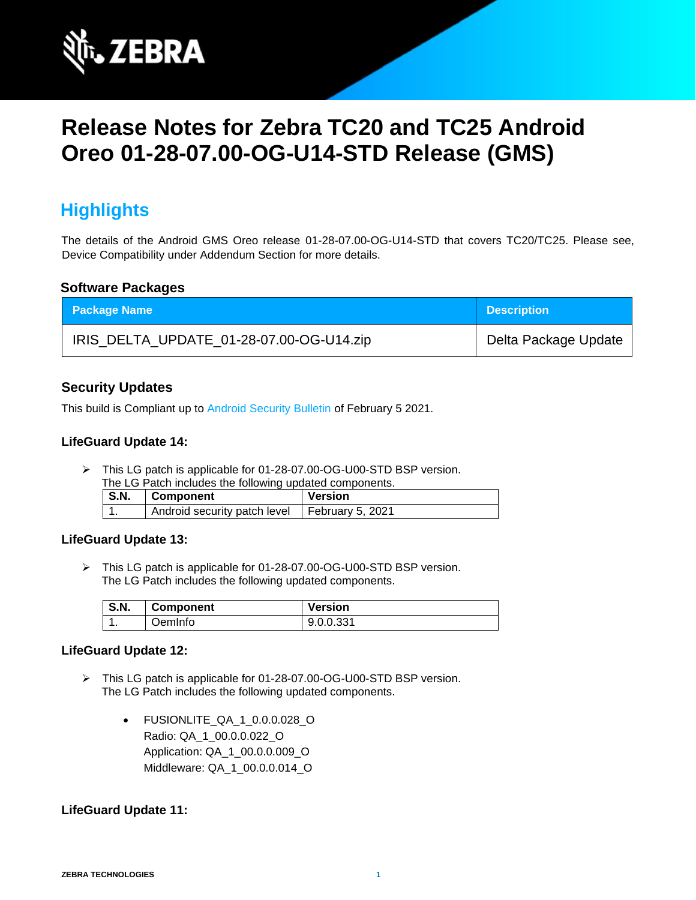# Release Notes for Zebra TC20 and TC25 Android Oreo 01-28-07.00-OG-U14-STD Release (GMS)

## Highlights

The details of the Android GMS Oreo release 01-28-07.00-OG-U14-STD that covers TC20/TC25. Please see, Device Compatibility under Addendum Section for more details.

### Software Packages

| Package Name | Description |
|---|---|
| IRIS_DELTA_UPDATE_01-28-07.00-OG-U14.zip | Delta Package Update |

### Security Updates

This build is Compliant up to Android Security Bulletin of February 5 2021.

#### LifeGuard Update 14:

- This LG patch is applicable for 01-28-07.00-OG-U00-STD BSP version.
  The LG Patch includes the following updated components.

| S.N. | Component | Version |
|---|---|---|
| 1. | Android security patch level | February 5, 2021 |

#### LifeGuard Update 13:

- This LG patch is applicable for 01-28-07.00-OG-U00-STD BSP version.
  The LG Patch includes the following updated components.

| S.N. | Component | Version |
|---|---|---|
| 1. | OemInfo | 9.0.0.331 |

#### LifeGuard Update 12:

- This LG patch is applicable for 01-28-07.00-OG-U00-STD BSP version.
  The LG Patch includes the following updated components.
  - FUSIONLITE_QA_1_0.0.0.028_O
    Radio: QA_1_00.0.0.022_O
    Application: QA_1_00.0.0.009_O
    Middleware: QA_1_00.0.0.014_O

#### LifeGuard Update 11: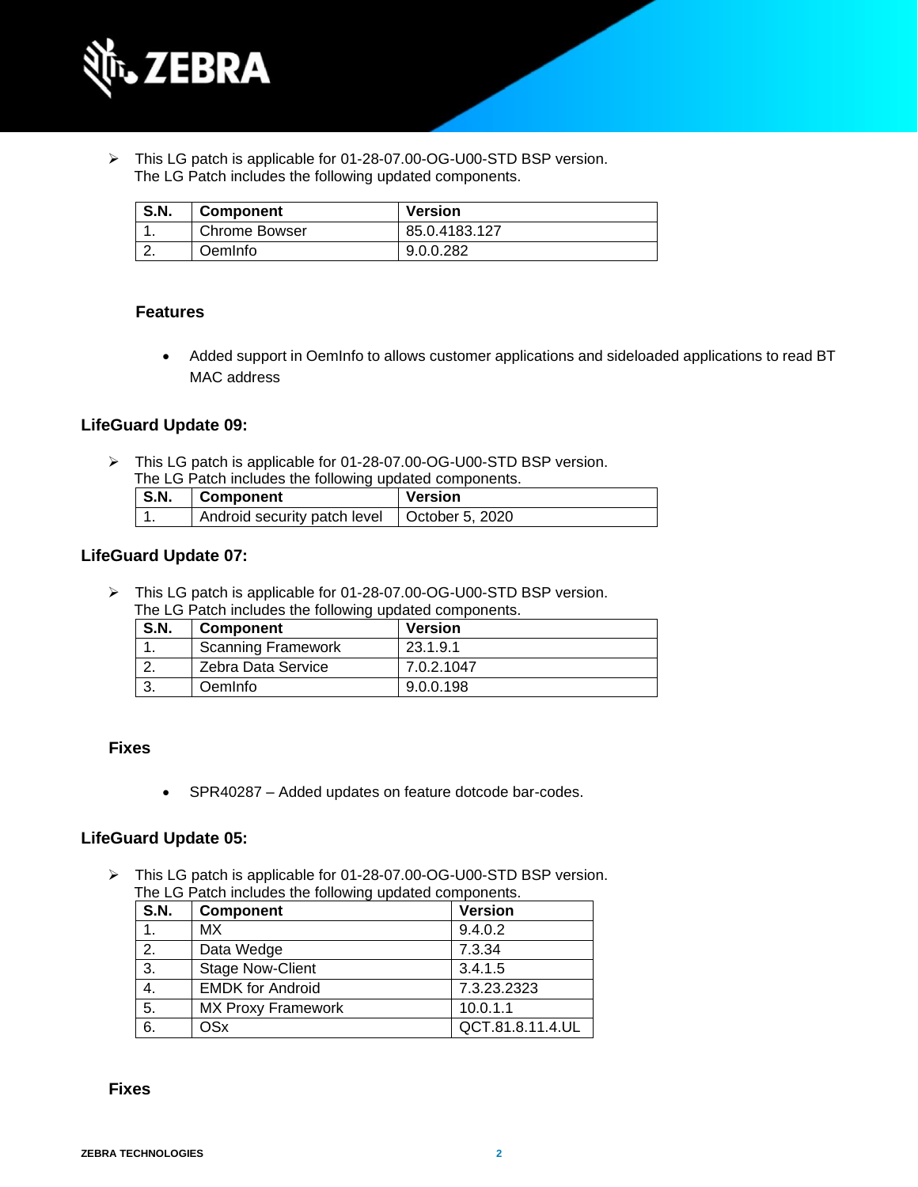- This LG patch is applicable for 01-28-07.00-OG-U00-STD BSP version.
  The LG Patch includes the following updated components.

| S.N. | Component | Version |
|---|---|---|
| 1. | Chrome Bowser | 85.0.4183.127 |
| 2. | OemInfo | 9.0.0.282 |

### Features

- Added support in OemInfo to allows customer applications and sideloaded applications to read BT MAC address

## LifeGuard Update 09:

- This LG patch is applicable for 01-28-07.00-OG-U00-STD BSP version.
  The LG Patch includes the following updated components.

| S.N. | Component | Version |
|---|---|---|
| 1. | Android security patch level | October 5, 2020 |

## LifeGuard Update 07:

- This LG patch is applicable for 01-28-07.00-OG-U00-STD BSP version.
  The LG Patch includes the following updated components.

| S.N. | Component | Version |
|---|---|---|
| 1. | Scanning Framework | 23.1.9.1 |
| 2. | Zebra Data Service | 7.0.2.1047 |
| 3. | OemInfo | 9.0.0.198 |

### Fixes

- SPR40287 – Added updates on feature dotcode bar-codes.

## LifeGuard Update 05:

- This LG patch is applicable for 01-28-07.00-OG-U00-STD BSP version.
  The LG Patch includes the following updated components.

| S.N. | Component | Version |
|---|---|---|
| 1. | MX | 9.4.0.2 |
| 2. | Data Wedge | 7.3.34 |
| 3. | Stage Now-Client | 3.4.1.5 |
| 4. | EMDK for Android | 7.3.23.2323 |
| 5. | MX Proxy Framework | 10.0.1.1 |
| 6. | OSx | QCT.81.8.11.4.UL |

### Fixes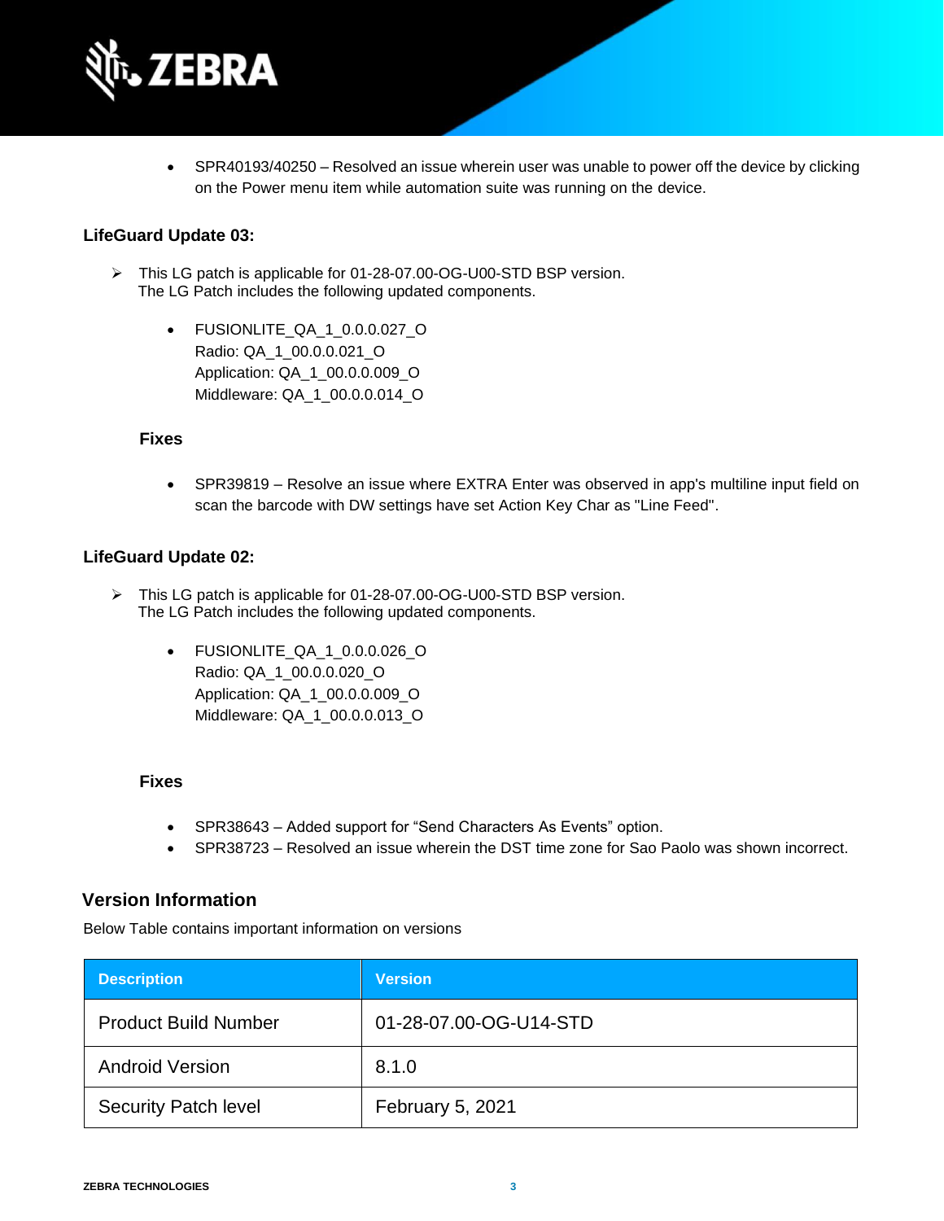- SPR40193/40250 – Resolved an issue wherein user was unable to power off the device by clicking on the Power menu item while automation suite was running on the device.

**LifeGuard Update 03:**

- This LG patch is applicable for 01-28-07.00-OG-U00-STD BSP version.
  The LG Patch includes the following updated components.

  - FUSIONLITE_QA_1_0.0.0.027_O
    Radio: QA_1_00.0.0.021_O
    Application: QA_1_00.0.0.009_O
    Middleware: QA_1_00.0.0.014_O

**Fixes**

- SPR39819 – Resolve an issue where EXTRA Enter was observed in app's multiline input field on scan the barcode with DW settings have set Action Key Char as "Line Feed".

**LifeGuard Update 02:**

- This LG patch is applicable for 01-28-07.00-OG-U00-STD BSP version.
  The LG Patch includes the following updated components.

  - FUSIONLITE_QA_1_0.0.0.026_O
    Radio: QA_1_00.0.0.020_O
    Application: QA_1_00.0.0.009_O
    Middleware: QA_1_00.0.0.013_O

**Fixes**

- SPR38643 – Added support for “Send Characters As Events” option.
- SPR38723 – Resolved an issue wherein the DST time zone for Sao Paolo was shown incorrect.

## Version Information

Below Table contains important information on versions

| Description | Version |
| --- | --- |
| Product Build Number | 01-28-07.00-OG-U14-STD |
| Android Version | 8.1.0 |
| Security Patch level | February 5, 2021 |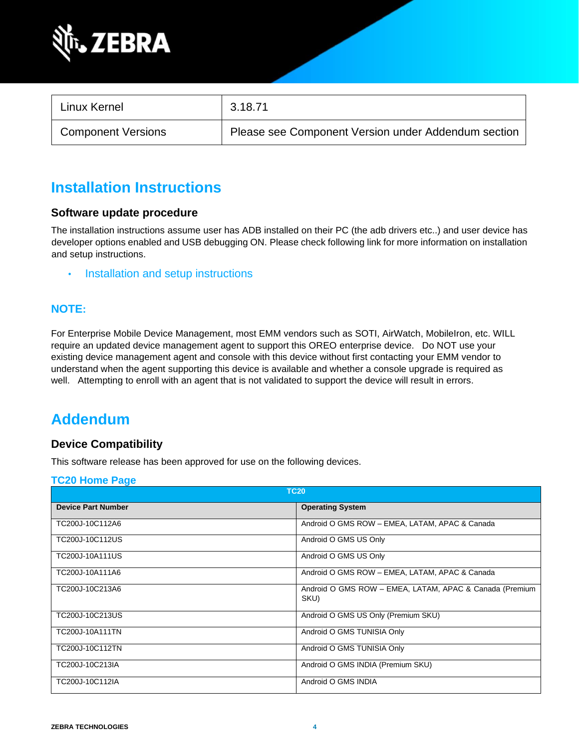| Linux Kernel | 3.18.71 |
| --- | --- |
| Component Versions | Please see Component Version under Addendum section |

# Installation Instructions

### Software update procedure

The installation instructions assume user has ADB installed on their PC (the adb drivers etc..) and user device has developer options enabled and USB debugging ON. Please check following link for more information on installation and setup instructions.

- Installation and setup instructions

## NOTE:

For Enterprise Mobile Device Management, most EMM vendors such as SOTI, AirWatch, MobileIron, etc. WILL require an updated device management agent to support this OREO enterprise device. Do NOT use your existing device management agent and console with this device without first contacting your EMM vendor to understand when the agent supporting this device is available and whether a console upgrade is required as well. Attempting to enroll with an agent that is not validated to support the device will result in errors.

# Addendum

### Device Compatibility

This software release has been approved for use on the following devices.

**TC20 Home Page**

| TC20 | |
| --- | --- |
| **Device Part Number** | **Operating System** |
| TC200J-10C112A6 | Android O GMS ROW – EMEA, LATAM, APAC & Canada |
| TC200J-10C112US | Android O GMS US Only |
| TC200J-10A111US | Android O GMS US Only |
| TC200J-10A111A6 | Android O GMS ROW – EMEA, LATAM, APAC & Canada |
| TC200J-10C213A6 | Android O GMS ROW – EMEA, LATAM, APAC & Canada (Premium SKU) |
| TC200J-10C213US | Android O GMS US Only (Premium SKU) |
| TC200J-10A111TN | Android O GMS TUNISIA Only |
| TC200J-10C112TN | Android O GMS TUNISIA Only |
| TC200J-10C213IA | Android O GMS INDIA (Premium SKU) |
| TC200J-10C112IA | Android O GMS INDIA |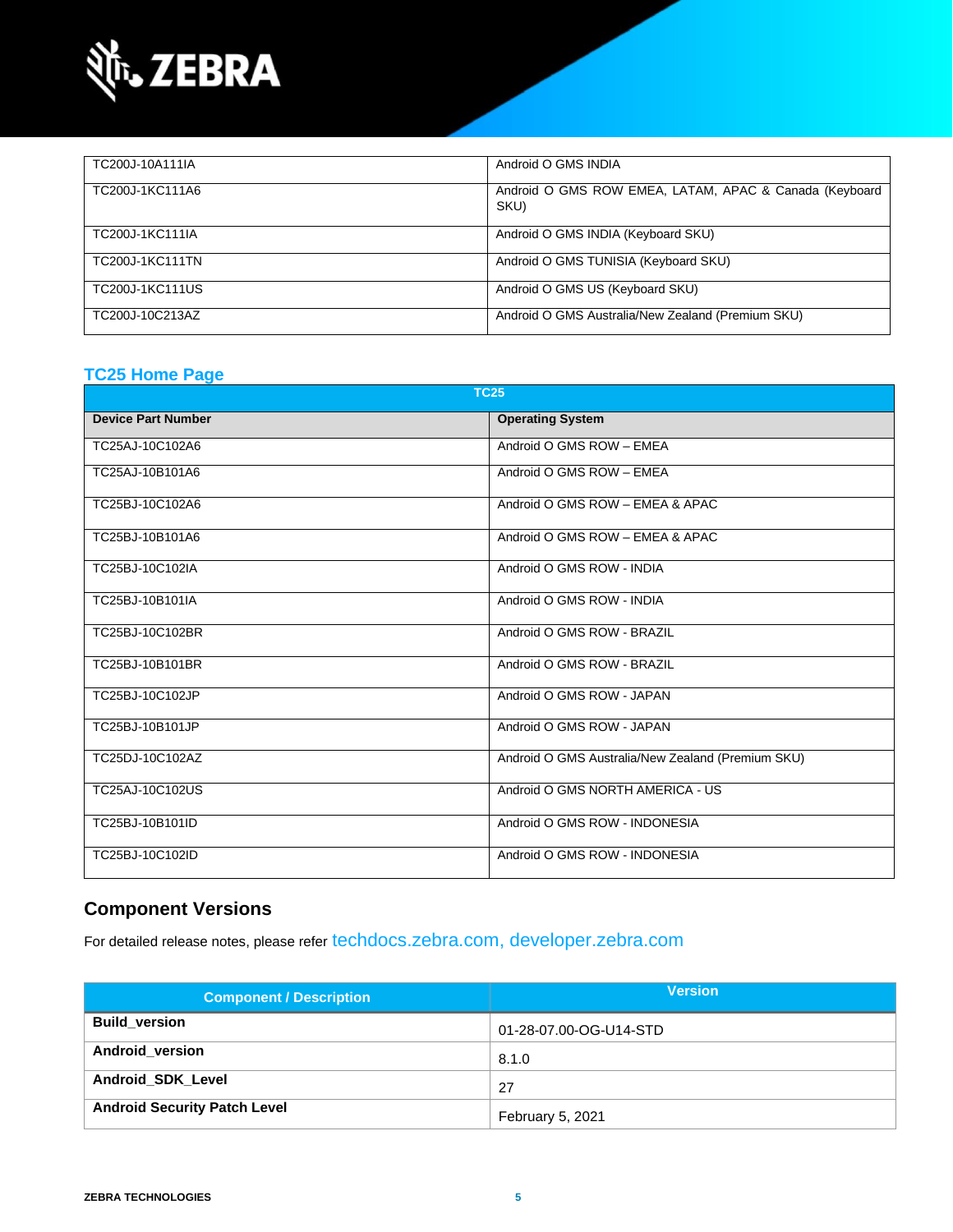| | |
|---|---|
| TC200J-10A111IA | Android O GMS INDIA |
| TC200J-1KC111A6 | Android O GMS ROW EMEA, LATAM, APAC & Canada (Keyboard SKU) |
| TC200J-1KC111IA | Android O GMS INDIA (Keyboard SKU) |
| TC200J-1KC111TN | Android O GMS TUNISIA (Keyboard SKU) |
| TC200J-1KC111US | Android O GMS US (Keyboard SKU) |
| TC200J-10C213AZ | Android O GMS Australia/New Zealand (Premium SKU) |

### TC25 Home Page

| TC25 | |
|---|---|
| **Device Part Number** | **Operating System** |
| TC25AJ-10C102A6 | Android O GMS ROW – EMEA |
| TC25AJ-10B101A6 | Android O GMS ROW – EMEA |
| TC25BJ-10C102A6 | Android O GMS ROW – EMEA & APAC |
| TC25BJ-10B101A6 | Android O GMS ROW – EMEA & APAC |
| TC25BJ-10C102IA | Android O GMS ROW - INDIA |
| TC25BJ-10B101IA | Android O GMS ROW - INDIA |
| TC25BJ-10C102BR | Android O GMS ROW - BRAZIL |
| TC25BJ-10B101BR | Android O GMS ROW - BRAZIL |
| TC25BJ-10C102JP | Android O GMS ROW - JAPAN |
| TC25BJ-10B101JP | Android O GMS ROW - JAPAN |
| TC25DJ-10C102AZ | Android O GMS Australia/New Zealand (Premium SKU) |
| TC25AJ-10C102US | Android O GMS NORTH AMERICA - US |
| TC25BJ-10B101ID | Android O GMS ROW - INDONESIA |
| TC25BJ-10C102ID | Android O GMS ROW - INDONESIA |

## Component Versions

For detailed release notes, please refer techdocs.zebra.com, developer.zebra.com

| Component / Description | Version |
|---|---|
| **Build_version** | 01-28-07.00-OG-U14-STD |
| **Android_version** | 8.1.0 |
| **Android_SDK_Level** | 27 |
| **Android Security Patch Level** | February 5, 2021 |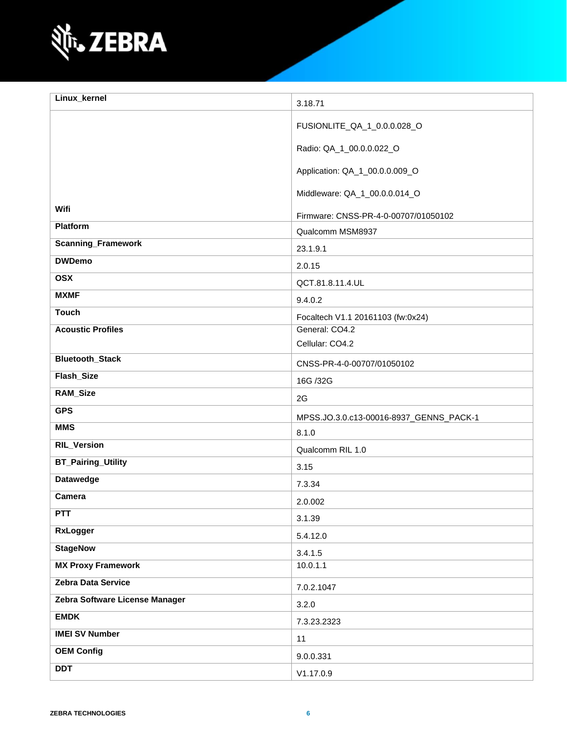| Linux_kernel | 3.18.71 |
|---|---|
| Wifi | FUSIONLITE_QA_1_0.0.0.028_O<br><br>Radio: QA_1_00.0.0.022_O<br><br>Application: QA_1_00.0.0.009_O<br><br>Middleware: QA_1_00.0.0.014_O<br><br>Firmware: CNSS-PR-4-0-00707/01050102 |
| Platform | Qualcomm MSM8937 |
| Scanning_Framework | 23.1.9.1 |
| DWDemo | 2.0.15 |
| OSX | QCT.81.8.11.4.UL |
| MXMF | 9.4.0.2 |
| Touch | Focaltech V1.1 20161103 (fw:0x24) |
| Acoustic Profiles | General: CO4.2<br>Cellular: CO4.2 |
| Bluetooth_Stack | CNSS-PR-4-0-00707/01050102 |
| Flash_Size | 16G /32G |
| RAM_Size | 2G |
| GPS | MPSS.JO.3.0.c13-00016-8937_GENNS_PACK-1 |
| MMS | 8.1.0 |
| RIL_Version | Qualcomm RIL 1.0 |
| BT_Pairing_Utility | 3.15 |
| Datawedge | 7.3.34 |
| Camera | 2.0.002 |
| PTT | 3.1.39 |
| RxLogger | 5.4.12.0 |
| StageNow | 3.4.1.5 |
| MX Proxy Framework | 10.0.1.1 |
| Zebra Data Service | 7.0.2.1047 |
| Zebra Software License Manager | 3.2.0 |
| EMDK | 7.3.23.2323 |
| IMEI SV Number | 11 |
| OEM Config | 9.0.0.331 |
| DDT | V1.17.0.9 |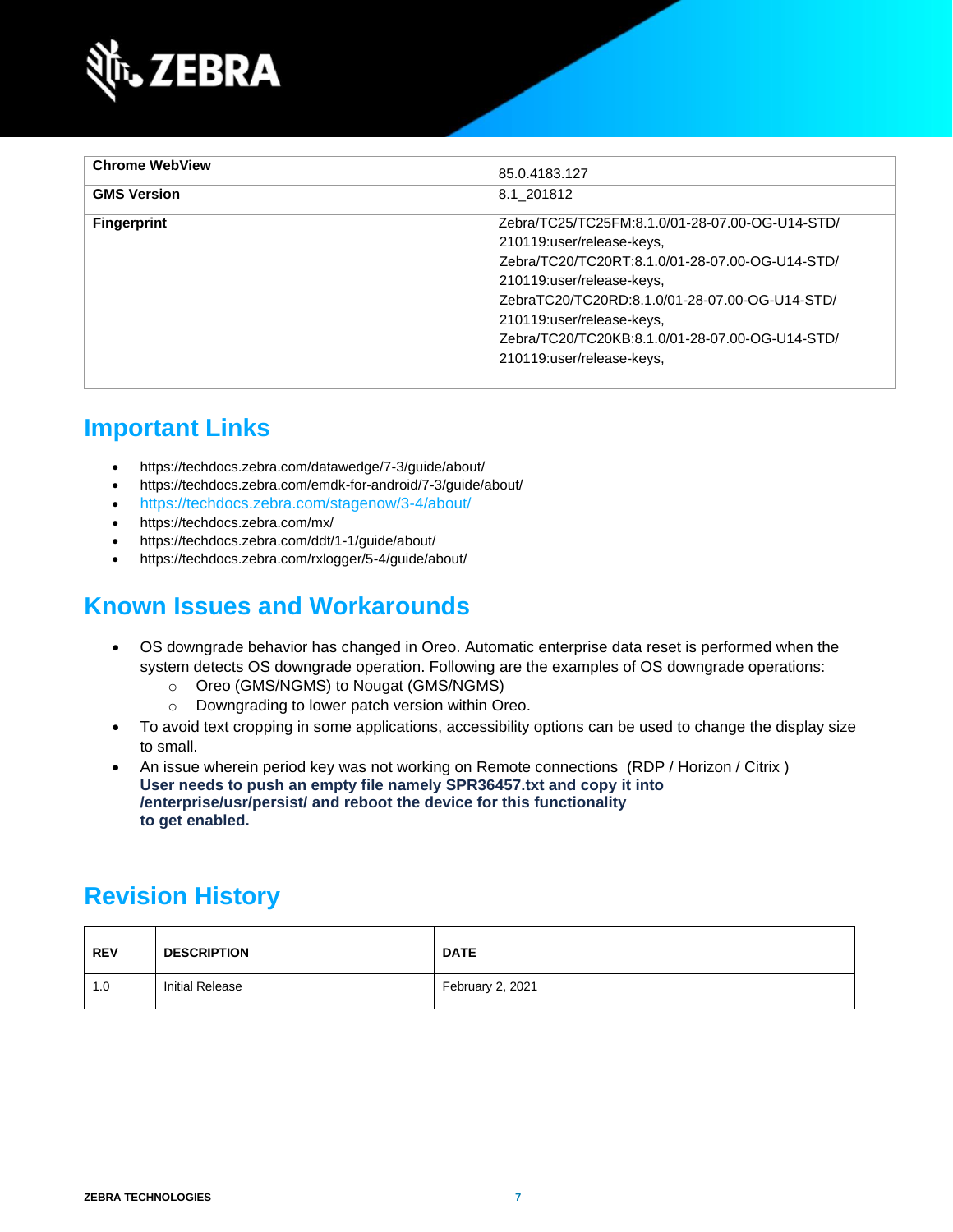| | |
|---|---|
| **Chrome WebView** | 85.0.4183.127 |
| **GMS Version** | 8.1_201812 |
| **Fingerprint** | Zebra/TC25/TC25FM:8.1.0/01-28-07.00-OG-U14-STD/ 210119:user/release-keys, Zebra/TC20/TC20RT:8.1.0/01-28-07.00-OG-U14-STD/ 210119:user/release-keys, ZebraTC20/TC20RD:8.1.0/01-28-07.00-OG-U14-STD/ 210119:user/release-keys, Zebra/TC20/TC20KB:8.1.0/01-28-07.00-OG-U14-STD/ 210119:user/release-keys, |

## Important Links

- https://techdocs.zebra.com/datawedge/7-3/guide/about/
- https://techdocs.zebra.com/emdk-for-android/7-3/guide/about/
- https://techdocs.zebra.com/stagenow/3-4/about/
- https://techdocs.zebra.com/mx/
- https://techdocs.zebra.com/ddt/1-1/guide/about/
- https://techdocs.zebra.com/rxlogger/5-4/guide/about/

## Known Issues and Workarounds

- OS downgrade behavior has changed in Oreo. Automatic enterprise data reset is performed when the system detects OS downgrade operation. Following are the examples of OS downgrade operations:
  - Oreo (GMS/NGMS) to Nougat (GMS/NGMS)
  - Downgrading to lower patch version within Oreo.
- To avoid text cropping in some applications, accessibility options can be used to change the display size to small.
- An issue wherein period key was not working on Remote connections (RDP / Horizon / Citrix )
  **User needs to push an empty file namely SPR36457.txt and copy it into /enterprise/usr/persist/ and reboot the device for this functionality to get enabled.**

## Revision History

| REV | DESCRIPTION | DATE |
|---|---|---|
| 1.0 | Initial Release | February 2, 2021 |